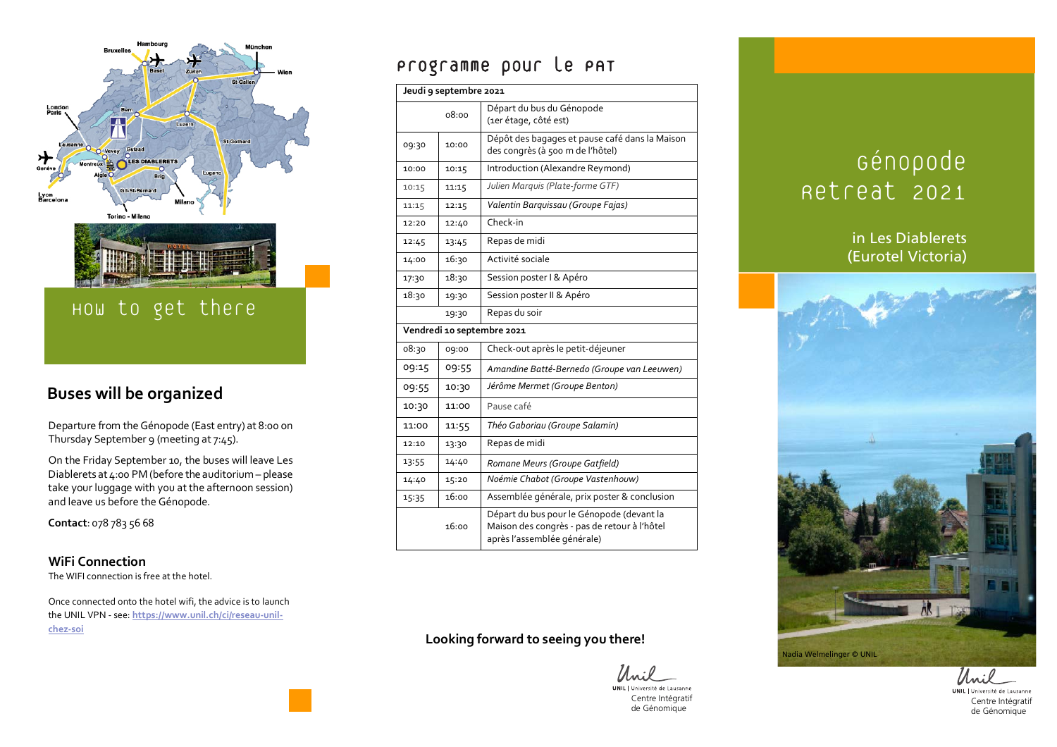## How to get there

## Buses will be organized

Departure from the Génopode (East entry) at 8:00 on Thursday September 9 (meeting at 7:45).

On the Friday September 10, the buses will leave Les Diablerets at 4:00 PM (before the auditorium – please take your luggage with you at the afternoon session) and leave us before the Génopode.

**Contact**: 078 783 56 68

### WiFi Connection

The WIFI connection is free at the hotel.

Once connected onto the hotel wifi, the advice is to launch the UNIL VPN - see: **https://www.unil.ch/ci/reseau-unil-chez-soi**

## Programme pour le PAT

| Jeudi 9 septembre 2021 | | |
|---|---|---|
| | 08:00 | Départ du bus du Génopode (1er étage, côté est) |
| 09:30 | 10:00 | Dépôt des bagages et pause café dans la Maison des congrès (à 500 m de l'hôtel) |
| 10:00 | 10:15 | Introduction (Alexandre Reymond) |
| 10:15 | 11:15 | *Julien Marquis (Plate-forme GTF)* |
| 11:15 | 12:15 | *Valentin Barquissau (Groupe Fajas)* |
| 12:20 | 12:40 | Check-in |
| 12:45 | 13:45 | Repas de midi |
| 14:00 | 16:30 | Activité sociale |
| 17:30 | 18:30 | Session poster I & Apéro |
| 18:30 | 19:30 | Session poster II & Apéro |
| | 19:30 | Repas du soir |
| **Vendredi 10 septembre 2021** | | |
| 08:30 | 09:00 | Check-out après le petit-déjeuner |
| 09:15 | 09:55 | *Amandine Batté-Bernedo (Groupe van Leeuwen)* |
| 09:55 | 10:30 | *Jérôme Mermet (Groupe Benton)* |
| 10:30 | 11:00 | Pause café |
| 11:00 | 11:55 | *Théo Gaboriau (Groupe Salamin)* |
| 12:10 | 13:30 | Repas de midi |
| 13:55 | 14:40 | *Romane Meurs (Groupe Gatfield)* |
| 14:40 | 15:20 | *Noémie Chabot (Groupe Vastenhouw)* |
| 15:35 | 16:00 | Assemblée générale, prix poster & conclusion |
| | 16:00 | Départ du bus pour le Génopode (devant la Maison des congrès - pas de retour à l'hôtel après l'assemblée générale) |

**Looking forward to seeing you there!**

UNIL | Université de Lausanne
Centre Intégratif de Génomique

# Génopode Retreat 2021

in Les Diablerets (Eurotel Victoria)

Nadia Welmelinger © UNIL

UNIL | Université de Lausanne
Centre Intégratif de Génomique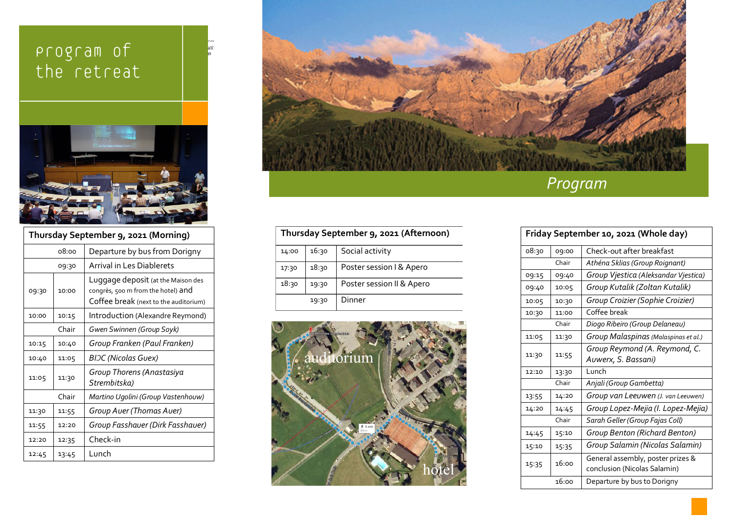# program of the retreat

# *Program*

| Thursday September 9, 2021 (Morning) | | |
|---|---|---|
| | 08:00 | Departure by bus from Dorigny |
| | 09:30 | Arrival in Les Diablerets |
| 09:30 | 10:00 | Luggage deposit (at the Maison des congrès, 500 m from the hotel) and Coffee break (next to the auditorium) |
| 10:00 | 10:15 | Introduction (Alexandre Reymond) |
| | Chair | *Gwen Swinnen (Group Soyk)* |
| 10:15 | 10:40 | *Group Franken (Paul Franken)* |
| 10:40 | 11:05 | *BICC (Nicolas Guex)* |
| 11:05 | 11:30 | *Group Thorens (Anastasiya Strembitska)* |
| | Chair | *Martino Ugolini (Group Vastenhouw)* |
| 11:30 | 11:55 | *Group Auer (Thomas Auer)* |
| 11:55 | 12:20 | *Group Fasshauer (Dirk Fasshauer)* |
| 12:20 | 12:35 | Check-in |
| 12:45 | 13:45 | Lunch |

| Thursday September 9, 2021 (Afternoon) | | |
|---|---|---|
| 14:00 | 16:30 | Social activity |
| 17:30 | 18:30 | Poster session I & Apero |
| 18:30 | 19:30 | Poster session II & Apero |
| | 19:30 | Dinner |

auditorium

hotel

| Friday September 10, 2021 (Whole day) | | |
|---|---|---|
| 08:30 | 09:00 | Check-out after breakfast |
| | Chair | *Athéna Sklias (Group Roignant)* |
| 09:15 | 09:40 | *Group Vjestica (Aleksandar Vjestica)* |
| 09:40 | 10:05 | *Group Kutalik (Zoltan Kutalik)* |
| 10:05 | 10:30 | *Group Croizier (Sophie Croizier)* |
| 10:30 | 11:00 | Coffee break |
| | Chair | *Diogo Ribeiro (Group Delaneau)* |
| 11:05 | 11:30 | *Group Malaspinas (Malaspinas et al.)* |
| 11:30 | 11:55 | *Group Reymond (A. Reymond, C. Auwerx, S. Bassani)* |
| 12:10 | 13:30 | Lunch |
| | Chair | *Anjali (Group Gambetta)* |
| 13:55 | 14:20 | *Group van Leeuwen (J. van Leeuwen)* |
| 14:20 | 14:45 | *Group Lopez-Mejia (I. Lopez-Mejia)* |
| | Chair | *Sarah Geller (Group Fajas Coll)* |
| 14:45 | 15:10 | *Group Benton (Richard Benton)* |
| 15:10 | 15:35 | *Group Salamin (Nicolas Salamin)* |
| 15:35 | 16:00 | General assembly, poster prizes & conclusion (Nicolas Salamin) |
| | 16:00 | Departure by bus to Dorigny |